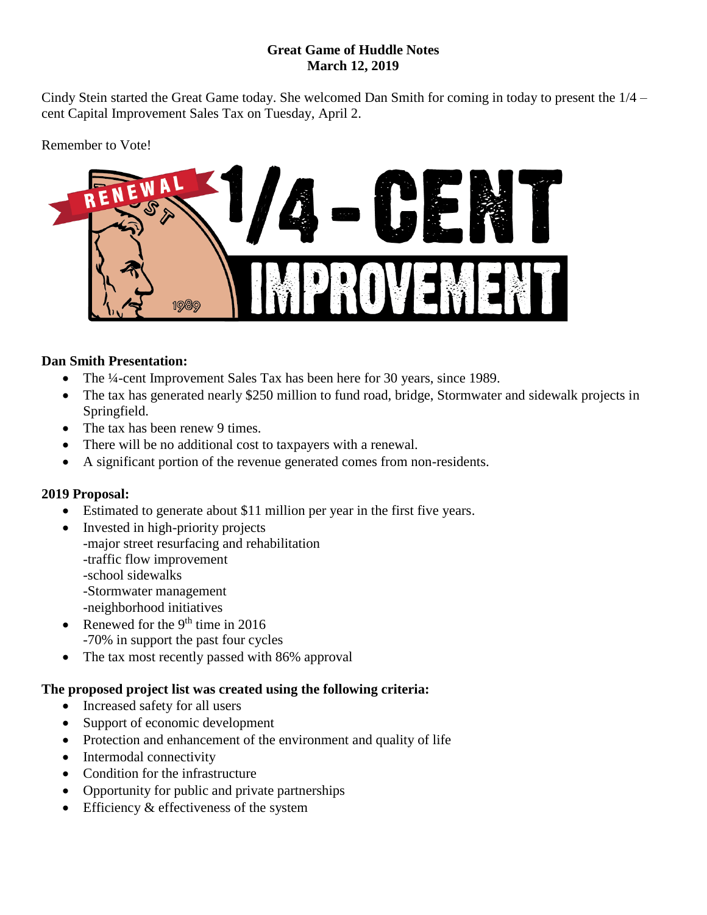**Great Game of Huddle Notes**
**March 12, 2019**

Cindy Stein started the Great Game today. She welcomed Dan Smith for coming in today to present the 1/4 – cent Capital Improvement Sales Tax on Tuesday, April 2.

Remember to Vote!

**Dan Smith Presentation:**

- The ¼-cent Improvement Sales Tax has been here for 30 years, since 1989.
- The tax has generated nearly $250 million to fund road, bridge, Stormwater and sidewalk projects in Springfield.
- The tax has been renew 9 times.
- There will be no additional cost to taxpayers with a renewal.
- A significant portion of the revenue generated comes from non-residents.

**2019 Proposal:**

- Estimated to generate about $11 million per year in the first five years.
- Invested in high-priority projects
  -major street resurfacing and rehabilitation
  -traffic flow improvement
  -school sidewalks
  -Stormwater management
  -neighborhood initiatives
- Renewed for the 9th time in 2016
  -70% in support the past four cycles
- The tax most recently passed with 86% approval

**The proposed project list was created using the following criteria:**

- Increased safety for all users
- Support of economic development
- Protection and enhancement of the environment and quality of life
- Intermodal connectivity
- Condition for the infrastructure
- Opportunity for public and private partnerships
- Efficiency & effectiveness of the system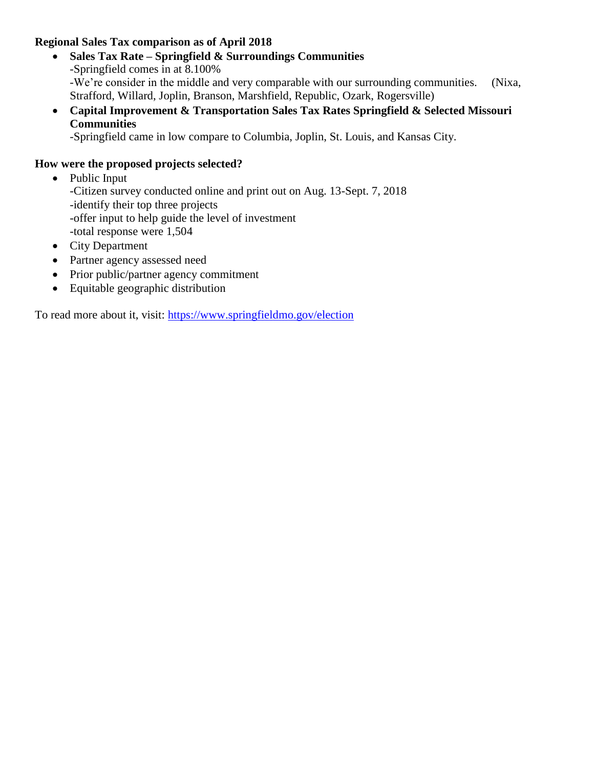**Regional Sales Tax comparison as of April 2018**

- **Sales Tax Rate – Springfield & Surroundings Communities**
  -Springfield comes in at 8.100%
  -We're consider in the middle and very comparable with our surrounding communities. (Nixa, Strafford, Willard, Joplin, Branson, Marshfield, Republic, Ozark, Rogersville)
- **Capital Improvement & Transportation Sales Tax Rates Springfield & Selected Missouri Communities**
  -Springfield came in low compare to Columbia, Joplin, St. Louis, and Kansas City.

**How were the proposed projects selected?**

- Public Input
  -Citizen survey conducted online and print out on Aug. 13-Sept. 7, 2018
  -identify their top three projects
  -offer input to help guide the level of investment
  -total response were 1,504
- City Department
- Partner agency assessed need
- Prior public/partner agency commitment
- Equitable geographic distribution

To read more about it, visit: https://www.springfieldmo.gov/election